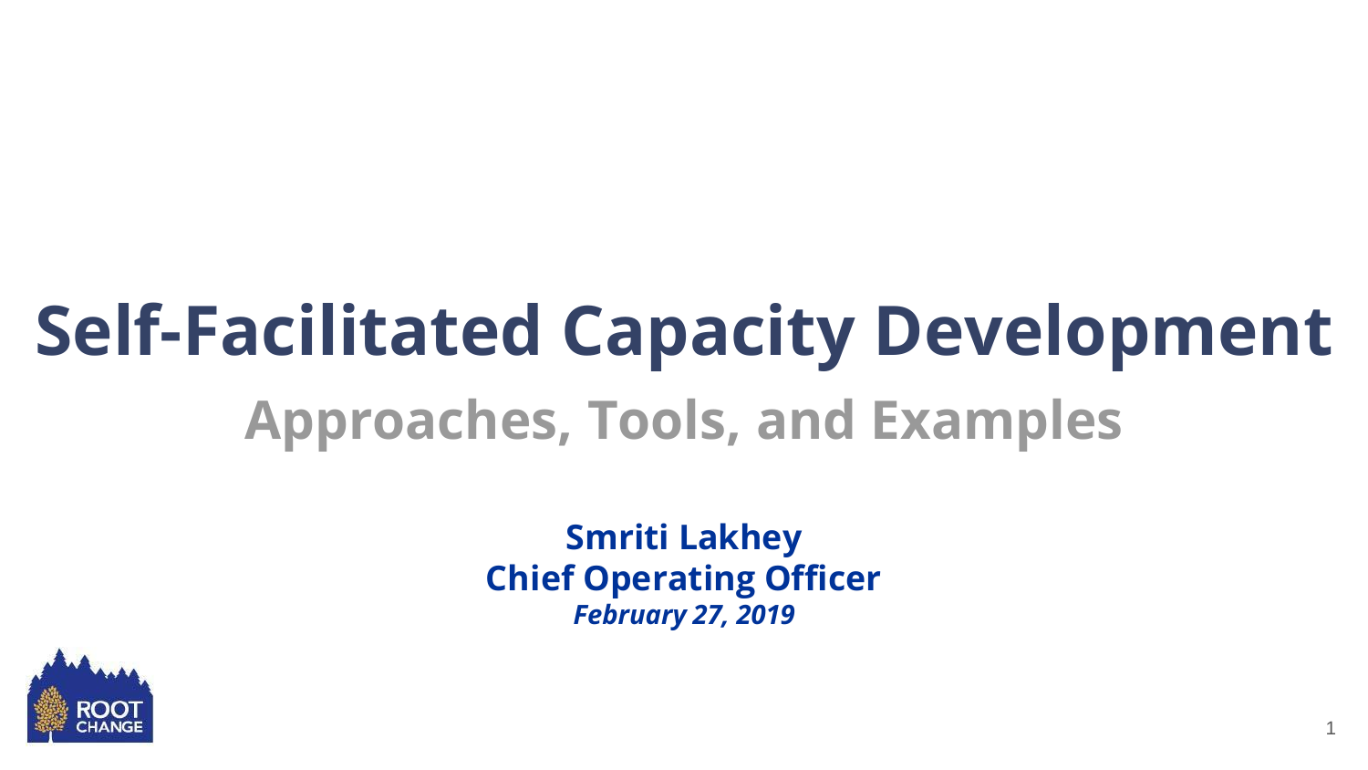# Self-Facilitated Capacity Development

## Approaches, Tools, and Examples

**Smriti Lakhey**
**Chief Operating Officer**
***February 27, 2019***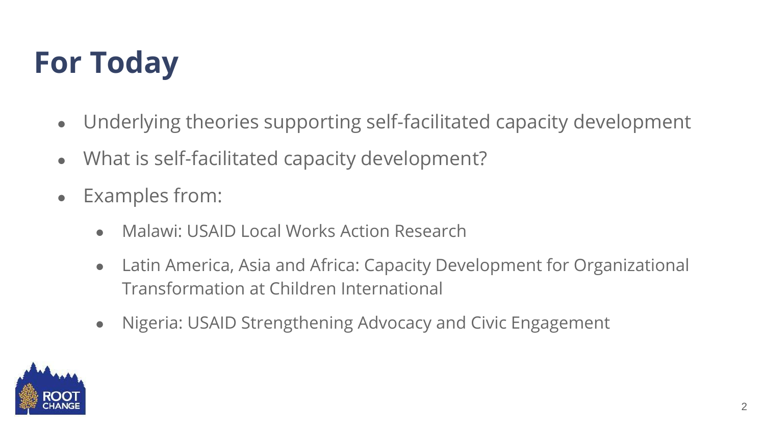# For Today

- Underlying theories supporting self-facilitated capacity development
- What is self-facilitated capacity development?
- Examples from:
  - Malawi: USAID Local Works Action Research
  - Latin America, Asia and Africa: Capacity Development for Organizational Transformation at Children International
  - Nigeria: USAID Strengthening Advocacy and Civic Engagement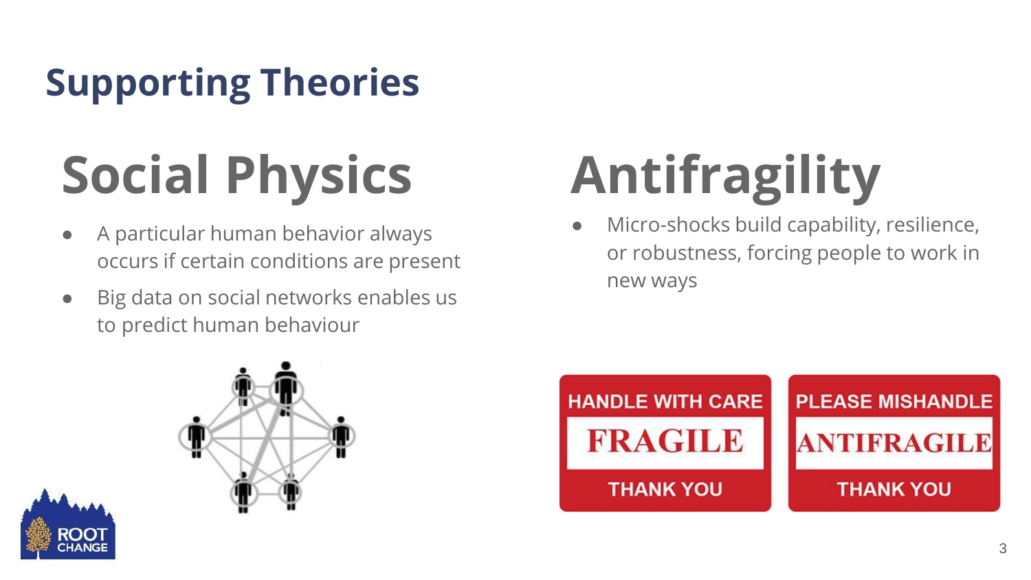# Supporting Theories

## Social Physics

- A particular human behavior always occurs if certain conditions are present
- Big data on social networks enables us to predict human behaviour

## Antifragility

- Micro-shocks build capability, resilience, or robustness, forcing people to work in new ways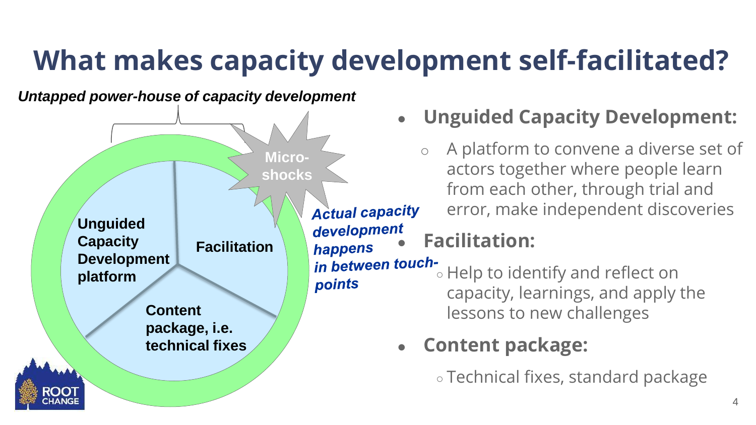# What makes capacity development self-facilitated?

*Untapped power-house of capacity development*

Micro-shocks

Unguided Capacity Development platform

Facilitation

Content package, i.e. technical fixes

***Actual capacity development happens in between touch-points***

- **Unguided Capacity Development:**
  - A platform to convene a diverse set of actors together where people learn from each other, through trial and error, make independent discoveries
- **Facilitation:**
  - Help to identify and reflect on capacity, learnings, and apply the lessons to new challenges
- **Content package:**
  - Technical fixes, standard package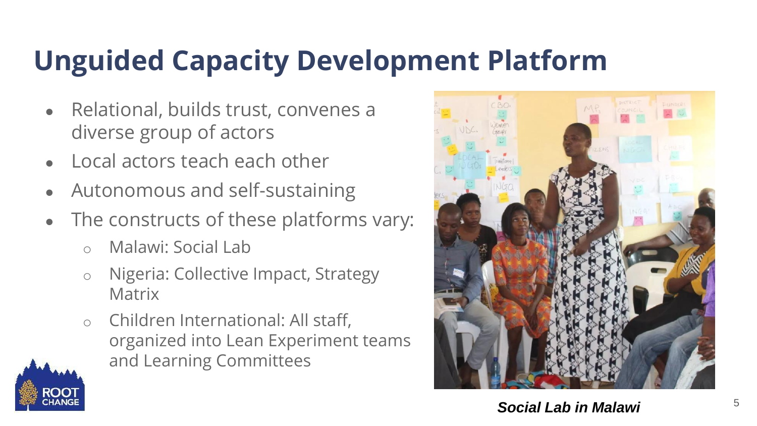# Unguided Capacity Development Platform

- Relational, builds trust, convenes a diverse group of actors
- Local actors teach each other
- Autonomous and self-sustaining
- The constructs of these platforms vary:
  - Malawi: Social Lab
  - Nigeria: Collective Impact, Strategy Matrix
  - Children International: All staff, organized into Lean Experiment teams and Learning Committees

***Social Lab in Malawi***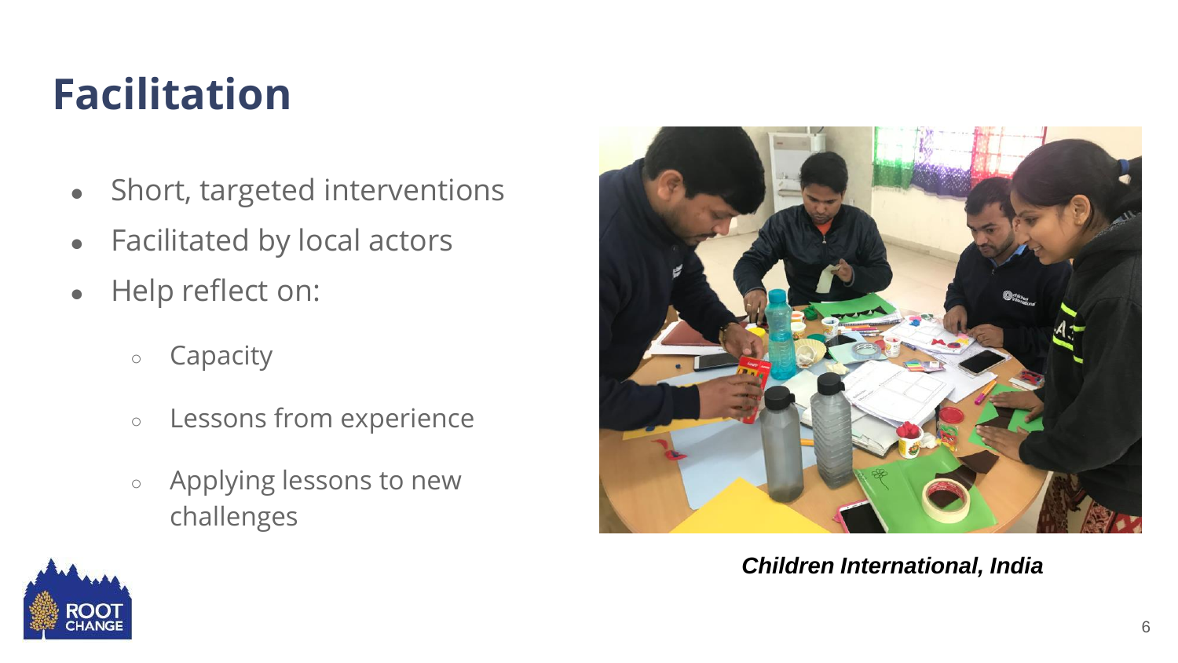# Facilitation

- Short, targeted interventions
- Facilitated by local actors
- Help reflect on:
  - Capacity
  - Lessons from experience
  - Applying lessons to new challenges

***Children International, India***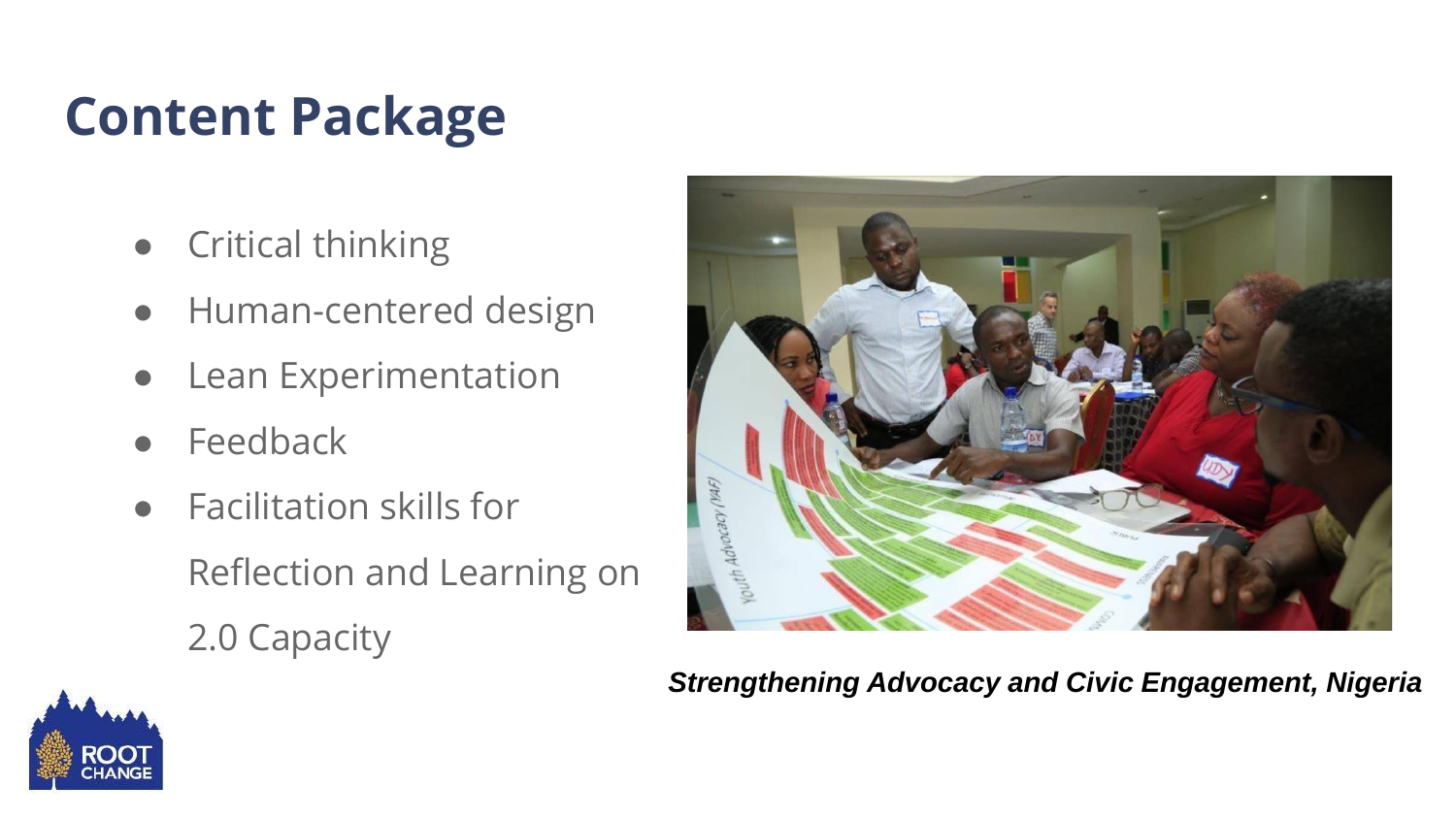# Content Package

- Critical thinking
- Human-centered design
- Lean Experimentation
- Feedback
- Facilitation skills for Reflection and Learning on 2.0 Capacity

***Strengthening Advocacy and Civic Engagement, Nigeria***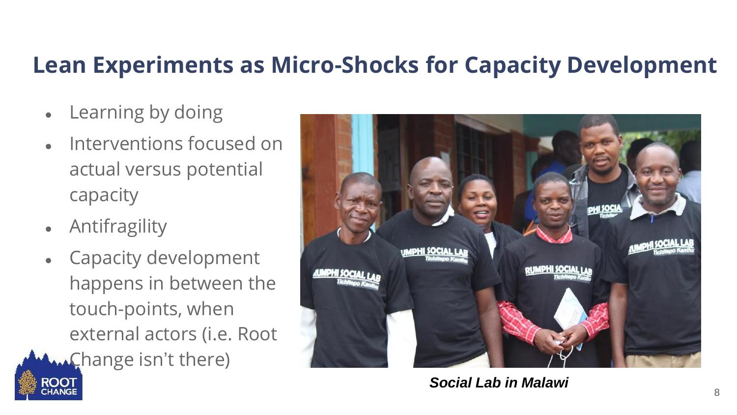## Lean Experiments as Micro-Shocks for Capacity Development

- Learning by doing
- Interventions focused on actual versus potential capacity
- Antifragility
- Capacity development happens in between the touch-points, when external actors (i.e. Root Change isn't there)

***Social Lab in Malawi***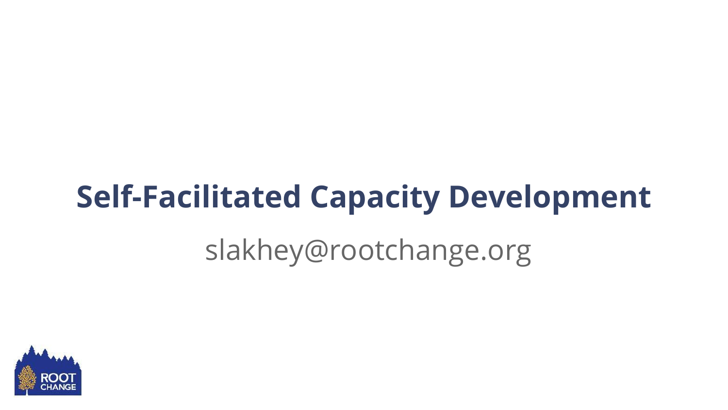# Self-Facilitated Capacity Development

slakhey@rootchange.org